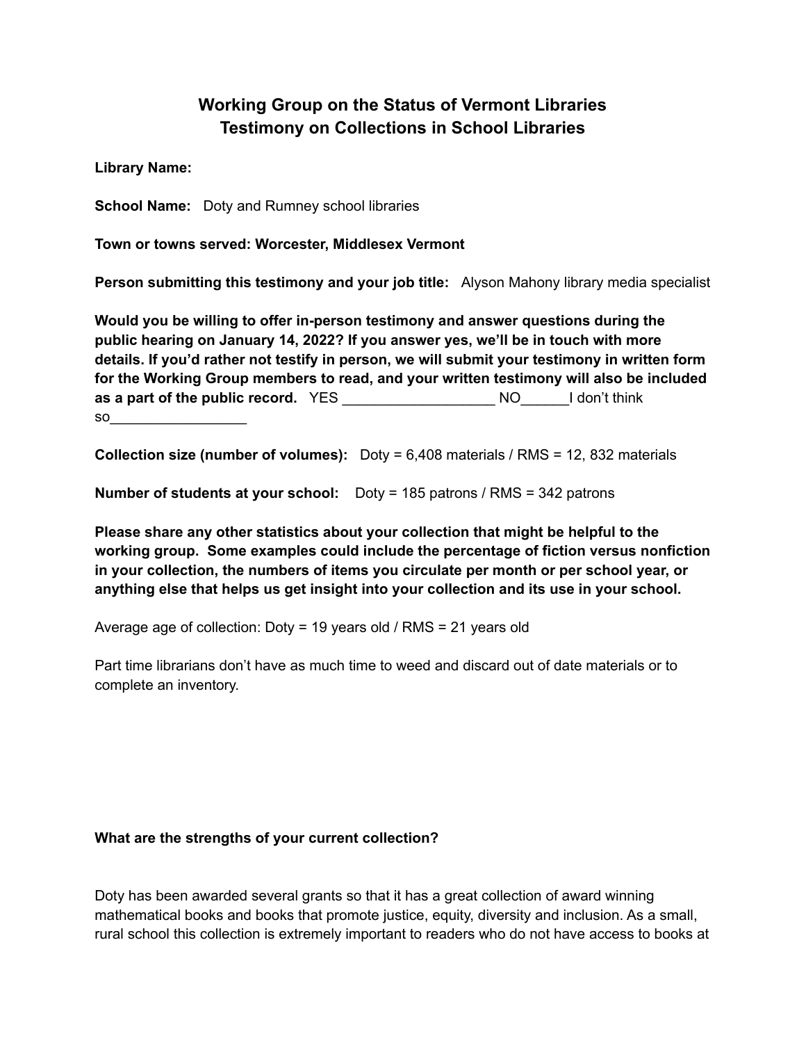# Working Group on the Status of Vermont Libraries
# Testimony on Collections in School Libraries

**Library Name:**

**School Name:** Doty and Rumney school libraries

**Town or towns served: Worcester, Middlesex Vermont**

**Person submitting this testimony and your job title:** Alyson Mahony library media specialist

**Would you be willing to offer in-person testimony and answer questions during the public hearing on January 14, 2022? If you answer yes, we'll be in touch with more details. If you'd rather not testify in person, we will submit your testimony in written form for the Working Group members to read, and your written testimony will also be included as a part of the public record.** YES ___________________ NO______I don't think so_________________

**Collection size (number of volumes):** Doty = 6,408 materials / RMS = 12, 832 materials

**Number of students at your school:** Doty = 185 patrons / RMS = 342 patrons

**Please share any other statistics about your collection that might be helpful to the working group. Some examples could include the percentage of fiction versus nonfiction in your collection, the numbers of items you circulate per month or per school year, or anything else that helps us get insight into your collection and its use in your school.**

Average age of collection: Doty = 19 years old / RMS = 21 years old

Part time librarians don't have as much time to weed and discard out of date materials or to complete an inventory.

**What are the strengths of your current collection?**

Doty has been awarded several grants so that it has a great collection of award winning mathematical books and books that promote justice, equity, diversity and inclusion. As a small, rural school this collection is extremely important to readers who do not have access to books at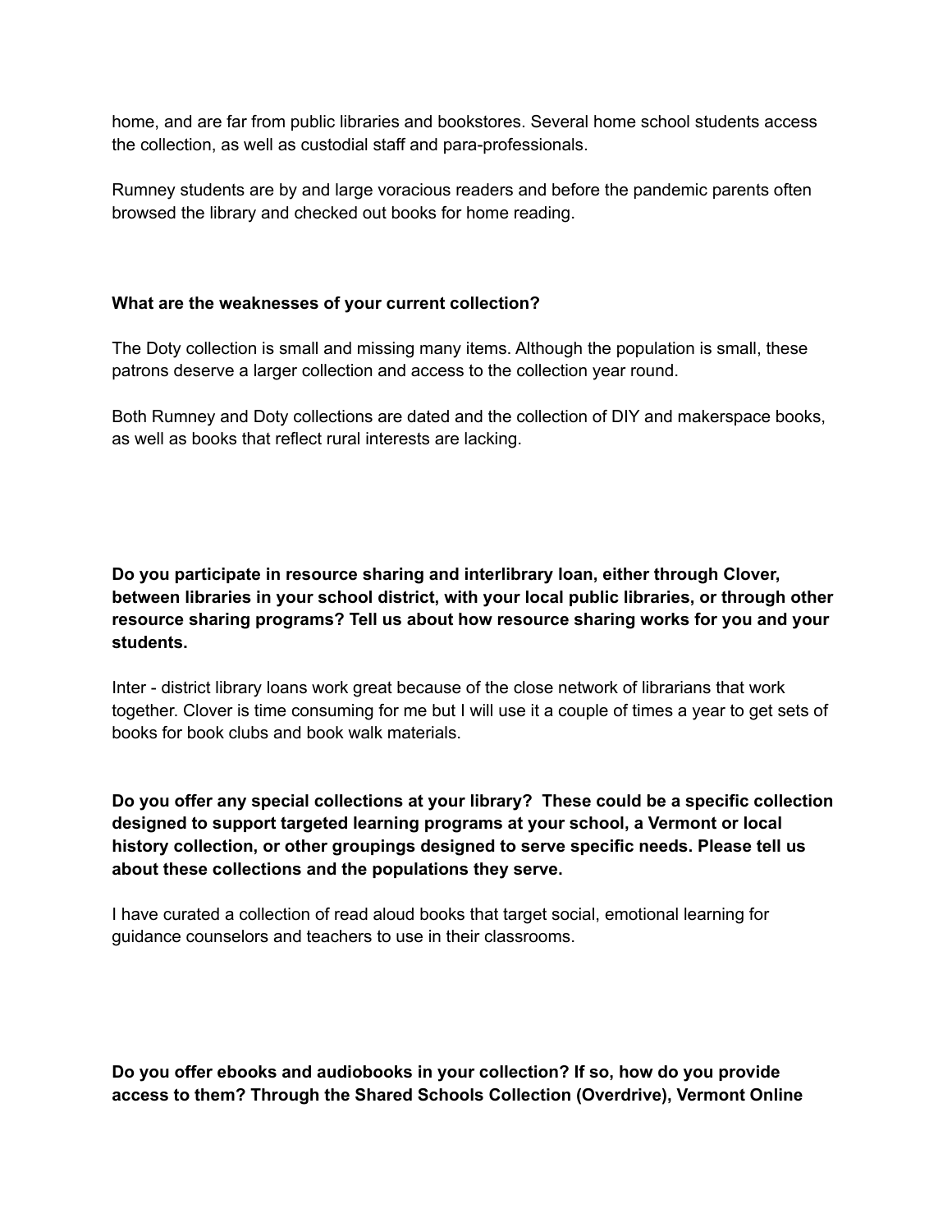home, and are far from public libraries and bookstores. Several home school students access the collection, as well as custodial staff and para-professionals.

Rumney students are by and large voracious readers and before the pandemic parents often browsed the library and checked out books for home reading.

**What are the weaknesses of your current collection?**

The Doty collection is small and missing many items. Although the population is small, these patrons deserve a larger collection and access to the collection year round.

Both Rumney and Doty collections are dated and the collection of DIY and makerspace books, as well as books that reflect rural interests are lacking.

**Do you participate in resource sharing and interlibrary loan, either through Clover, between libraries in your school district, with your local public libraries, or through other resource sharing programs? Tell us about how resource sharing works for you and your students.**

Inter - district library loans work great because of the close network of librarians that work together. Clover is time consuming for me but I will use it a couple of times a year to get sets of books for book clubs and book walk materials.

**Do you offer any special collections at your library? These could be a specific collection designed to support targeted learning programs at your school, a Vermont or local history collection, or other groupings designed to serve specific needs. Please tell us about these collections and the populations they serve.**

I have curated a collection of read aloud books that target social, emotional learning for guidance counselors and teachers to use in their classrooms.

**Do you offer ebooks and audiobooks in your collection? If so, how do you provide access to them? Through the Shared Schools Collection (Overdrive), Vermont Online**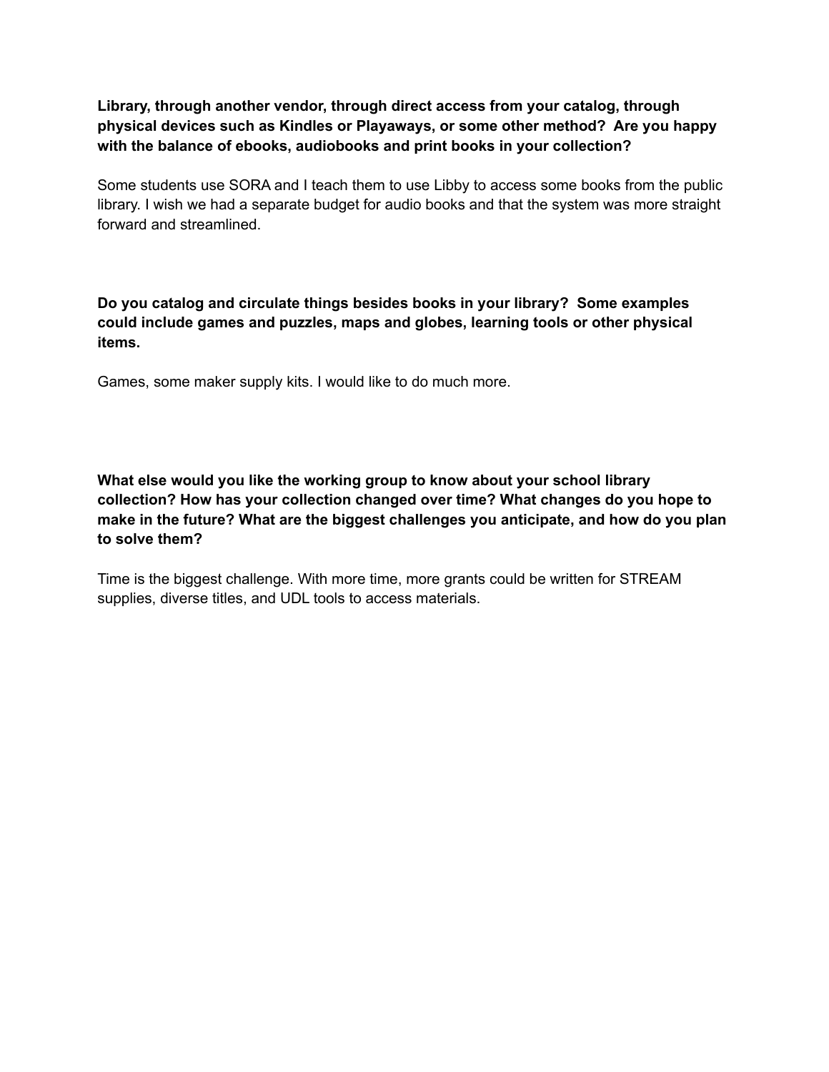**Library, through another vendor, through direct access from your catalog, through physical devices such as Kindles or Playaways, or some other method? Are you happy with the balance of ebooks, audiobooks and print books in your collection?**

Some students use SORA and I teach them to use Libby to access some books from the public library. I wish we had a separate budget for audio books and that the system was more straight forward and streamlined.

**Do you catalog and circulate things besides books in your library? Some examples could include games and puzzles, maps and globes, learning tools or other physical items.**

Games, some maker supply kits. I would like to do much more.

**What else would you like the working group to know about your school library collection? How has your collection changed over time? What changes do you hope to make in the future? What are the biggest challenges you anticipate, and how do you plan to solve them?**

Time is the biggest challenge. With more time, more grants could be written for STREAM supplies, diverse titles, and UDL tools to access materials.